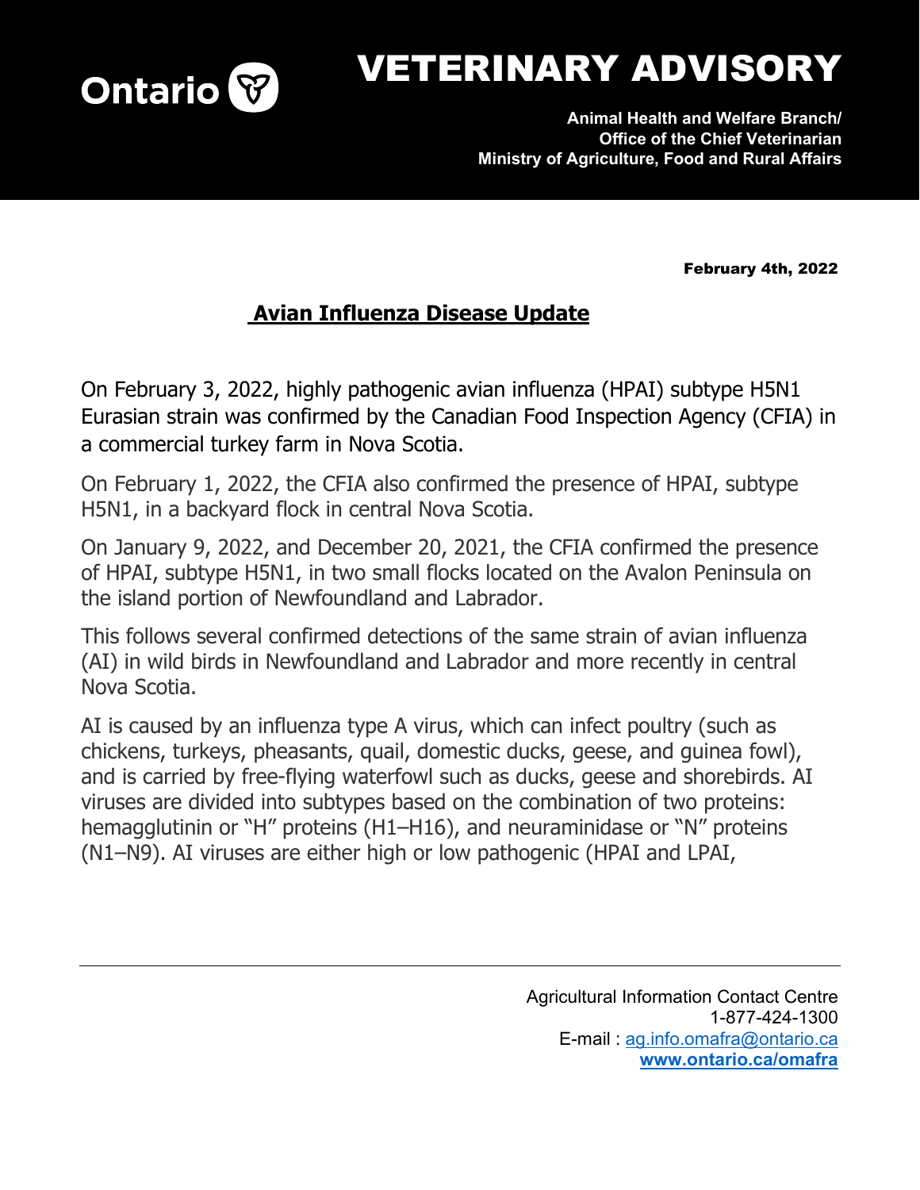Ontario

# VETERINARY ADVISORY

**Animal Health and Welfare Branch/**
**Office of the Chief Veterinarian**
**Ministry of Agriculture, Food and Rural Affairs**

**February 4th, 2022**

## Avian Influenza Disease Update

On February 3, 2022, highly pathogenic avian influenza (HPAI) subtype H5N1 Eurasian strain was confirmed by the Canadian Food Inspection Agency (CFIA) in a commercial turkey farm in Nova Scotia.

On February 1, 2022, the CFIA also confirmed the presence of HPAI, subtype H5N1, in a backyard flock in central Nova Scotia.

On January 9, 2022, and December 20, 2021, the CFIA confirmed the presence of HPAI, subtype H5N1, in two small flocks located on the Avalon Peninsula on the island portion of Newfoundland and Labrador.

This follows several confirmed detections of the same strain of avian influenza (AI) in wild birds in Newfoundland and Labrador and more recently in central Nova Scotia.

AI is caused by an influenza type A virus, which can infect poultry (such as chickens, turkeys, pheasants, quail, domestic ducks, geese, and guinea fowl), and is carried by free-flying waterfowl such as ducks, geese and shorebirds. AI viruses are divided into subtypes based on the combination of two proteins: hemagglutinin or "H" proteins (H1–H16), and neuraminidase or "N" proteins (N1–N9). AI viruses are either high or low pathogenic (HPAI and LPAI,

Agricultural Information Contact Centre
1-877-424-1300
E-mail : ag.info.omafra@ontario.ca
**www.ontario.ca/omafra**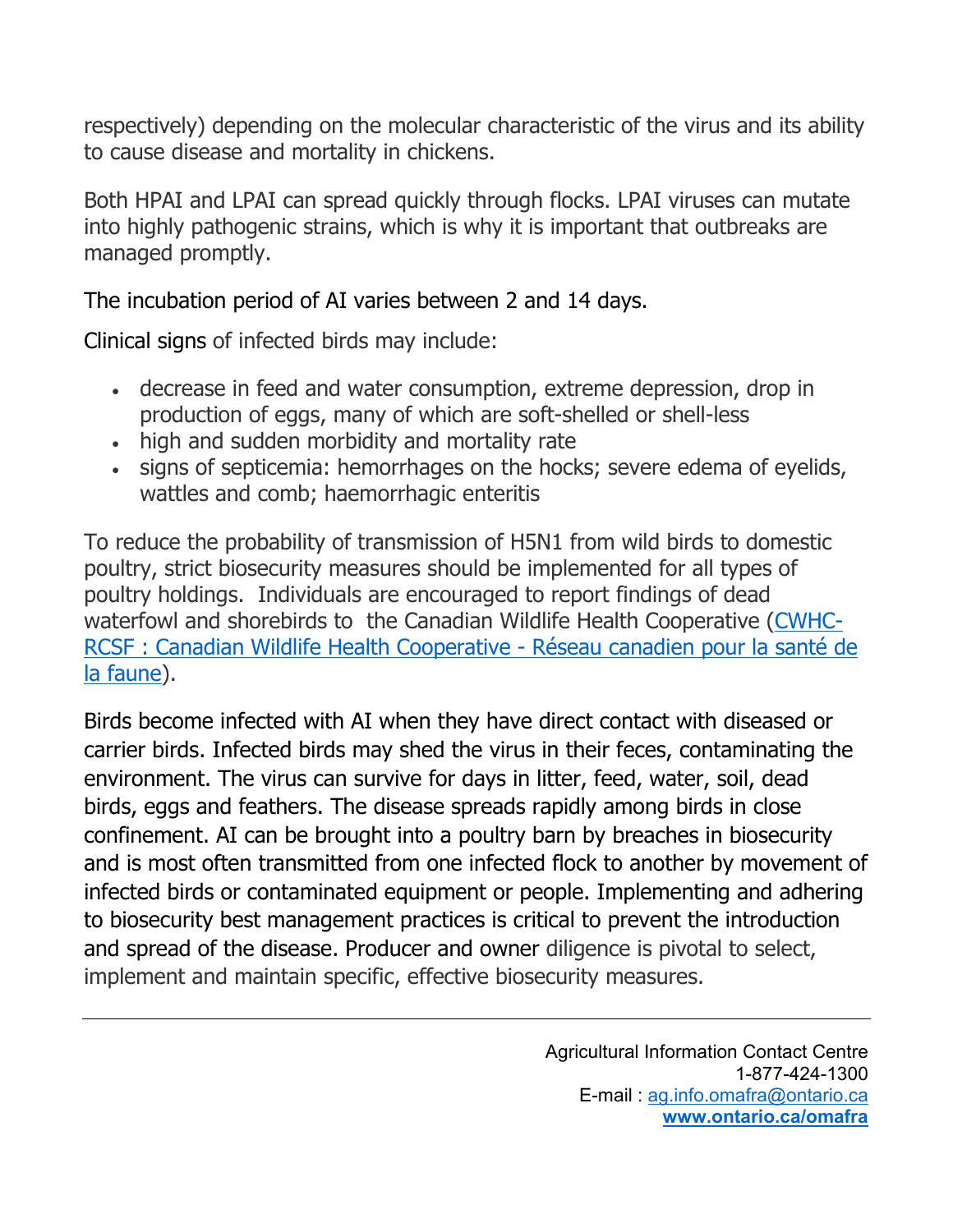respectively) depending on the molecular characteristic of the virus and its ability to cause disease and mortality in chickens.

Both HPAI and LPAI can spread quickly through flocks. LPAI viruses can mutate into highly pathogenic strains, which is why it is important that outbreaks are managed promptly.

The incubation period of AI varies between 2 and 14 days.

Clinical signs of infected birds may include:

- decrease in feed and water consumption, extreme depression, drop in production of eggs, many of which are soft-shelled or shell-less
- high and sudden morbidity and mortality rate
- signs of septicemia: hemorrhages on the hocks; severe edema of eyelids, wattles and comb; haemorrhagic enteritis

To reduce the probability of transmission of H5N1 from wild birds to domestic poultry, strict biosecurity measures should be implemented for all types of poultry holdings. Individuals are encouraged to report findings of dead waterfowl and shorebirds to the Canadian Wildlife Health Cooperative ([CWHC-RCSF : Canadian Wildlife Health Cooperative - Réseau canadien pour la santé de la faune]()).

Birds become infected with AI when they have direct contact with diseased or carrier birds. Infected birds may shed the virus in their feces, contaminating the environment. The virus can survive for days in litter, feed, water, soil, dead birds, eggs and feathers. The disease spreads rapidly among birds in close confinement. AI can be brought into a poultry barn by breaches in biosecurity and is most often transmitted from one infected flock to another by movement of infected birds or contaminated equipment or people. Implementing and adhering to biosecurity best management practices is critical to prevent the introduction and spread of the disease. Producer and owner diligence is pivotal to select, implement and maintain specific, effective biosecurity measures.

---

Agricultural Information Contact Centre
1-877-424-1300
E-mail : ag.info.omafra@ontario.ca
**www.ontario.ca/omafra**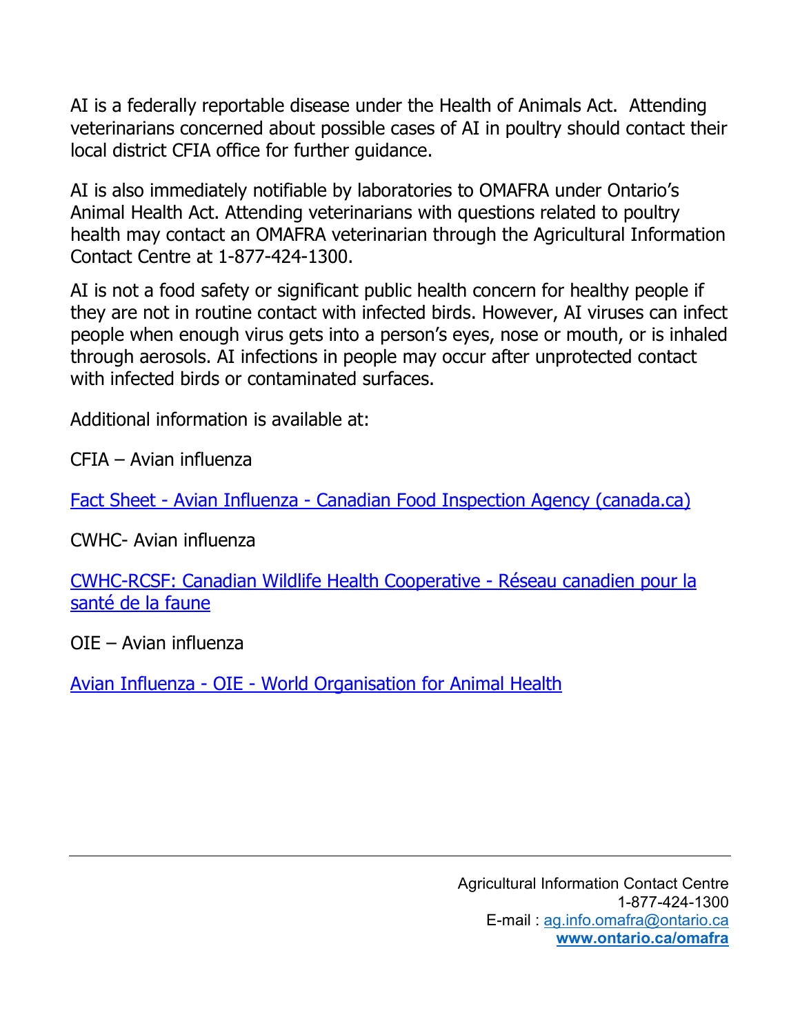AI is a federally reportable disease under the Health of Animals Act. Attending veterinarians concerned about possible cases of AI in poultry should contact their local district CFIA office for further guidance.

AI is also immediately notifiable by laboratories to OMAFRA under Ontario's Animal Health Act. Attending veterinarians with questions related to poultry health may contact an OMAFRA veterinarian through the Agricultural Information Contact Centre at 1-877-424-1300.

AI is not a food safety or significant public health concern for healthy people if they are not in routine contact with infected birds. However, AI viruses can infect people when enough virus gets into a person's eyes, nose or mouth, or is inhaled through aerosols. AI infections in people may occur after unprotected contact with infected birds or contaminated surfaces.

Additional information is available at:

CFIA – Avian influenza

[Fact Sheet - Avian Influenza - Canadian Food Inspection Agency (canada.ca)]

CWHC- Avian influenza

[CWHC-RCSF: Canadian Wildlife Health Cooperative - Réseau canadien pour la santé de la faune]

OIE – Avian influenza

[Avian Influenza - OIE - World Organisation for Animal Health]

Agricultural Information Contact Centre
1-877-424-1300
E-mail : ag.info.omafra@ontario.ca
**www.ontario.ca/omafra**